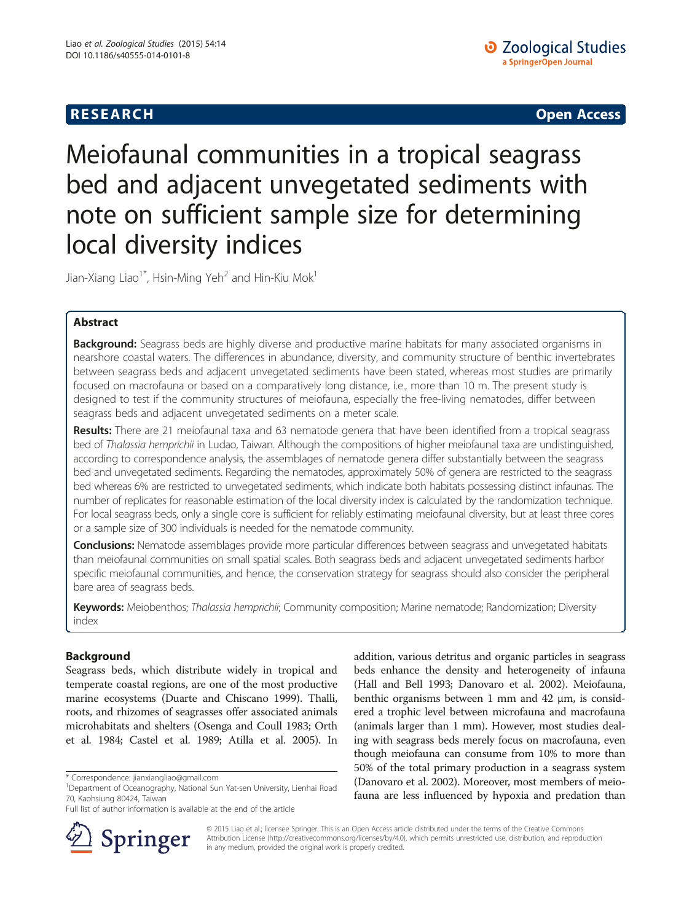RESEARCH Open Access

# Meiofaunal communities in a tropical seagrass bed and adjacent unvegetated sediments with note on sufficient sample size for determining local diversity indices

Jian-Xiang Liao[1*], Hsin-Ming Yeh[2] and Hin-Kiu Mok[1]

## Abstract

**Background:** Seagrass beds are highly diverse and productive marine habitats for many associated organisms in nearshore coastal waters. The differences in abundance, diversity, and community structure of benthic invertebrates between seagrass beds and adjacent unvegetated sediments have been stated, whereas most studies are primarily focused on macrofauna or based on a comparatively long distance, i.e., more than 10 m. The present study is designed to test if the community structures of meiofauna, especially the free-living nematodes, differ between seagrass beds and adjacent unvegetated sediments on a meter scale.

**Results:** There are 21 meiofaunal taxa and 63 nematode genera that have been identified from a tropical seagrass bed of *Thalassia hemprichii* in Ludao, Taiwan. Although the compositions of higher meiofaunal taxa are undistinguished, according to correspondence analysis, the assemblages of nematode genera differ substantially between the seagrass bed and unvegetated sediments. Regarding the nematodes, approximately 50% of genera are restricted to the seagrass bed whereas 6% are restricted to unvegetated sediments, which indicate both habitats possessing distinct infaunas. The number of replicates for reasonable estimation of the local diversity index is calculated by the randomization technique. For local seagrass beds, only a single core is sufficient for reliably estimating meiofaunal diversity, but at least three cores or a sample size of 300 individuals is needed for the nematode community.

**Conclusions:** Nematode assemblages provide more particular differences between seagrass and unvegetated habitats than meiofaunal communities on small spatial scales. Both seagrass beds and adjacent unvegetated sediments harbor specific meiofaunal communities, and hence, the conservation strategy for seagrass should also consider the peripheral bare area of seagrass beds.

**Keywords:** Meiobenthos; *Thalassia hemprichii*; Community composition; Marine nematode; Randomization; Diversity index

## Background

Seagrass beds, which distribute widely in tropical and temperate coastal regions, are one of the most productive marine ecosystems (Duarte and Chiscano 1999). Thalli, roots, and rhizomes of seagrasses offer associated animals microhabitats and shelters (Osenga and Coull 1983; Orth et al. 1984; Castel et al. 1989; Atilla et al. 2005). In addition, various detritus and organic particles in seagrass beds enhance the density and heterogeneity of infauna (Hall and Bell 1993; Danovaro et al. 2002). Meiofauna, benthic organisms between 1 mm and 42 μm, is considered a trophic level between microfauna and macrofauna (animals larger than 1 mm). However, most studies dealing with seagrass beds merely focus on macrofauna, even though meiofauna can consume from 10% to more than 50% of the total primary production in a seagrass system (Danovaro et al. 2002). Moreover, most members of meiofauna are less influenced by hypoxia and predation than

\* Correspondence: jianxiangliao@gmail.com
[1]Department of Oceanography, National Sun Yat-sen University, Lienhai Road 70, Kaohsiung 80424, Taiwan
Full list of author information is available at the end of the article

© 2015 Liao et al.; licensee Springer. This is an Open Access article distributed under the terms of the Creative Commons Attribution License (http://creativecommons.org/licenses/by/4.0), which permits unrestricted use, distribution, and reproduction in any medium, provided the original work is properly credited.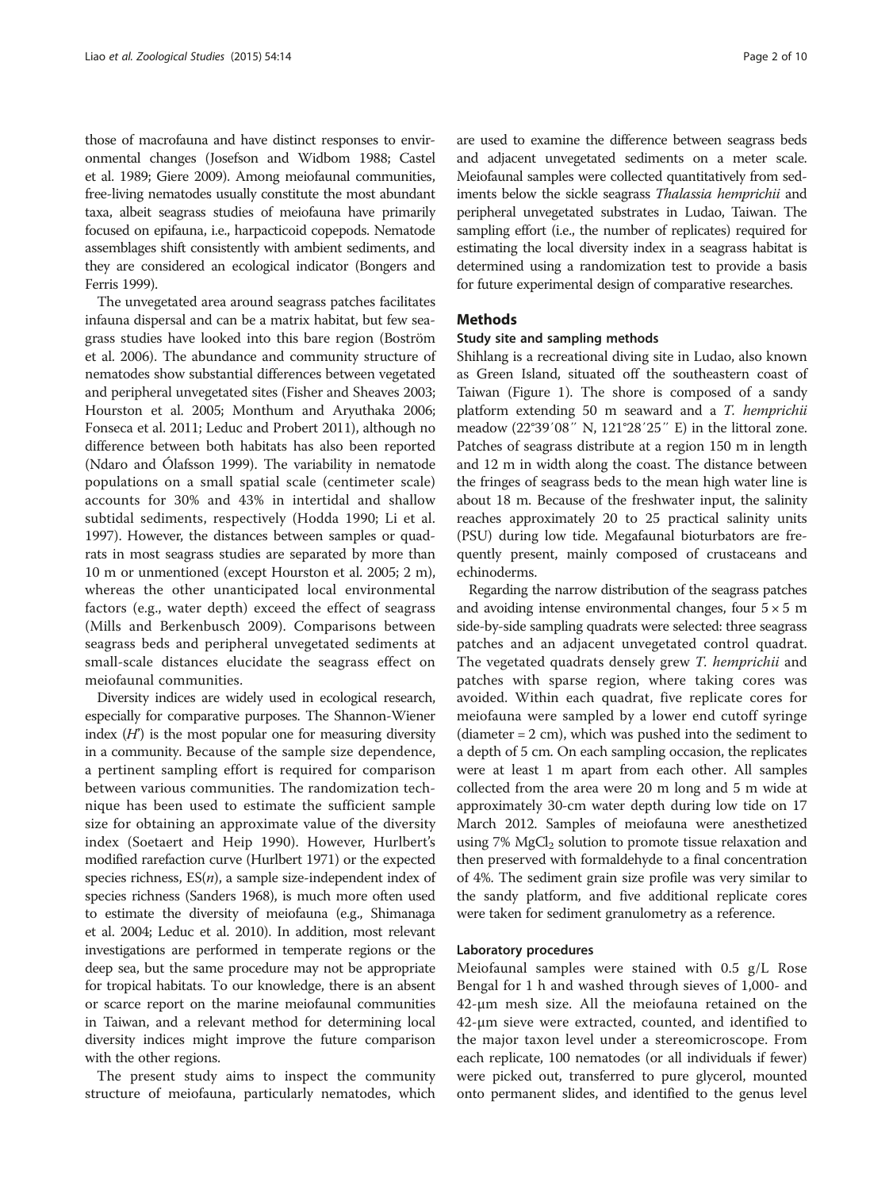those of macrofauna and have distinct responses to environmental changes (Josefson and Widbom 1988; Castel et al. 1989; Giere 2009). Among meiofaunal communities, free-living nematodes usually constitute the most abundant taxa, albeit seagrass studies of meiofauna have primarily focused on epifauna, i.e., harpacticoid copepods. Nematode assemblages shift consistently with ambient sediments, and they are considered an ecological indicator (Bongers and Ferris 1999).

The unvegetated area around seagrass patches facilitates infauna dispersal and can be a matrix habitat, but few seagrass studies have looked into this bare region (Boström et al. 2006). The abundance and community structure of nematodes show substantial differences between vegetated and peripheral unvegetated sites (Fisher and Sheaves 2003; Hourston et al. 2005; Monthum and Aryuthaka 2006; Fonseca et al. 2011; Leduc and Probert 2011), although no difference between both habitats has also been reported (Ndaro and Ólafsson 1999). The variability in nematode populations on a small spatial scale (centimeter scale) accounts for 30% and 43% in intertidal and shallow subtidal sediments, respectively (Hodda 1990; Li et al. 1997). However, the distances between samples or quadrats in most seagrass studies are separated by more than 10 m or unmentioned (except Hourston et al. 2005; 2 m), whereas the other unanticipated local environmental factors (e.g., water depth) exceed the effect of seagrass (Mills and Berkenbusch 2009). Comparisons between seagrass beds and peripheral unvegetated sediments at small-scale distances elucidate the seagrass effect on meiofaunal communities.

Diversity indices are widely used in ecological research, especially for comparative purposes. The Shannon-Wiener index ($H'$) is the most popular one for measuring diversity in a community. Because of the sample size dependence, a pertinent sampling effort is required for comparison between various communities. The randomization technique has been used to estimate the sufficient sample size for obtaining an approximate value of the diversity index (Soetaert and Heip 1990). However, Hurlbert's modified rarefaction curve (Hurlbert 1971) or the expected species richness, ES($n$), a sample size-independent index of species richness (Sanders 1968), is much more often used to estimate the diversity of meiofauna (e.g., Shimanaga et al. 2004; Leduc et al. 2010). In addition, most relevant investigations are performed in temperate regions or the deep sea, but the same procedure may not be appropriate for tropical habitats. To our knowledge, there is an absent or scarce report on the marine meiofaunal communities in Taiwan, and a relevant method for determining local diversity indices might improve the future comparison with the other regions.

The present study aims to inspect the community structure of meiofauna, particularly nematodes, which are used to examine the difference between seagrass beds and adjacent unvegetated sediments on a meter scale. Meiofaunal samples were collected quantitatively from sediments below the sickle seagrass *Thalassia hemprichii* and peripheral unvegetated substrates in Ludao, Taiwan. The sampling effort (i.e., the number of replicates) required for estimating the local diversity index in a seagrass habitat is determined using a randomization test to provide a basis for future experimental design of comparative researches.

## Methods

### Study site and sampling methods

Shihlang is a recreational diving site in Ludao, also known as Green Island, situated off the southeastern coast of Taiwan (Figure 1). The shore is composed of a sandy platform extending 50 m seaward and a *T. hemprichii* meadow (22°39′08″ N, 121°28′25″ E) in the littoral zone. Patches of seagrass distribute at a region 150 m in length and 12 m in width along the coast. The distance between the fringes of seagrass beds to the mean high water line is about 18 m. Because of the freshwater input, the salinity reaches approximately 20 to 25 practical salinity units (PSU) during low tide. Megafaunal bioturbators are frequently present, mainly composed of crustaceans and echinoderms.

Regarding the narrow distribution of the seagrass patches and avoiding intense environmental changes, four 5 × 5 m side-by-side sampling quadrats were selected: three seagrass patches and an adjacent unvegetated control quadrat. The vegetated quadrats densely grew *T. hemprichii* and patches with sparse region, where taking cores was avoided. Within each quadrat, five replicate cores for meiofauna were sampled by a lower end cutoff syringe (diameter = 2 cm), which was pushed into the sediment to a depth of 5 cm. On each sampling occasion, the replicates were at least 1 m apart from each other. All samples collected from the area were 20 m long and 5 m wide at approximately 30-cm water depth during low tide on 17 March 2012. Samples of meiofauna were anesthetized using 7% $MgCl_2$ solution to promote tissue relaxation and then preserved with formaldehyde to a final concentration of 4%. The sediment grain size profile was very similar to the sandy platform, and five additional replicate cores were taken for sediment granulometry as a reference.

### Laboratory procedures

Meiofaunal samples were stained with 0.5 g/L Rose Bengal for 1 h and washed through sieves of 1,000- and 42-μm mesh size. All the meiofauna retained on the 42-μm sieve were extracted, counted, and identified to the major taxon level under a stereomicroscope. From each replicate, 100 nematodes (or all individuals if fewer) were picked out, transferred to pure glycerol, mounted onto permanent slides, and identified to the genus level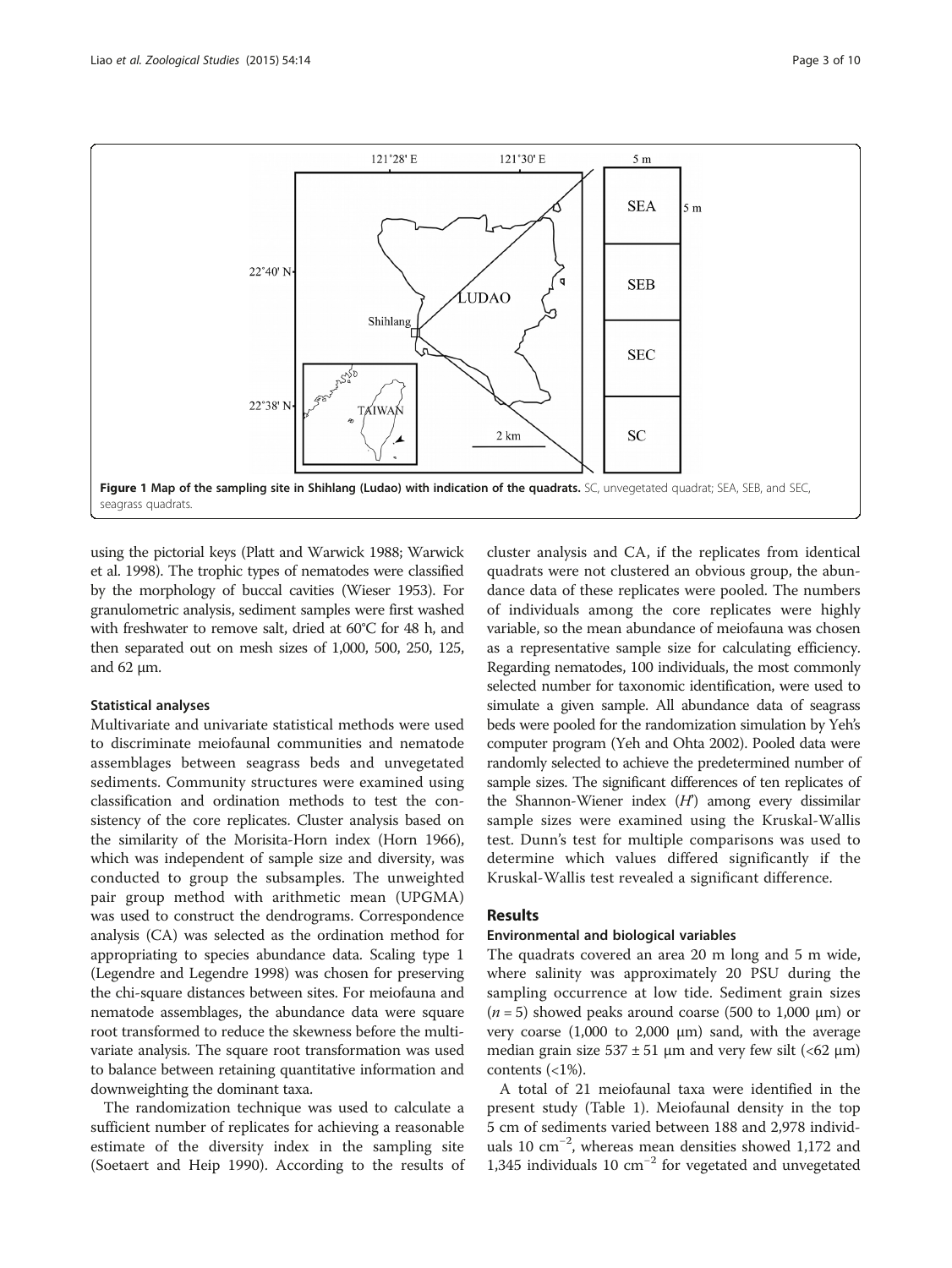**Figure 1 Map of the sampling site in Shihlang (Ludao) with indication of the quadrats.** SC, unvegetated quadrat; SEA, SEB, and SEC, seagrass quadrats.

using the pictorial keys (Platt and Warwick 1988; Warwick et al. 1998). The trophic types of nematodes were classified by the morphology of buccal cavities (Wieser 1953). For granulometric analysis, sediment samples were first washed with freshwater to remove salt, dried at 60°C for 48 h, and then separated out on mesh sizes of 1,000, 500, 250, 125, and 62 μm.

### Statistical analyses

Multivariate and univariate statistical methods were used to discriminate meiofaunal communities and nematode assemblages between seagrass beds and unvegetated sediments. Community structures were examined using classification and ordination methods to test the consistency of the core replicates. Cluster analysis based on the similarity of the Morisita-Horn index (Horn 1966), which was independent of sample size and diversity, was conducted to group the subsamples. The unweighted pair group method with arithmetic mean (UPGMA) was used to construct the dendrograms. Correspondence analysis (CA) was selected as the ordination method for appropriating to species abundance data. Scaling type 1 (Legendre and Legendre 1998) was chosen for preserving the chi-square distances between sites. For meiofauna and nematode assemblages, the abundance data were square root transformed to reduce the skewness before the multivariate analysis. The square root transformation was used to balance between retaining quantitative information and downweighting the dominant taxa.

The randomization technique was used to calculate a sufficient number of replicates for achieving a reasonable estimate of the diversity index in the sampling site (Soetaert and Heip 1990). According to the results of cluster analysis and CA, if the replicates from identical quadrats were not clustered an obvious group, the abundance data of these replicates were pooled. The numbers of individuals among the core replicates were highly variable, so the mean abundance of meiofauna was chosen as a representative sample size for calculating efficiency. Regarding nematodes, 100 individuals, the most commonly selected number for taxonomic identification, were used to simulate a given sample. All abundance data of seagrass beds were pooled for the randomization simulation by Yeh's computer program (Yeh and Ohta 2002). Pooled data were randomly selected to achieve the predetermined number of sample sizes. The significant differences of ten replicates of the Shannon-Wiener index ($H'$) among every dissimilar sample sizes were examined using the Kruskal-Wallis test. Dunn's test for multiple comparisons was used to determine which values differed significantly if the Kruskal-Wallis test revealed a significant difference.

## Results

### Environmental and biological variables

The quadrats covered an area 20 m long and 5 m wide, where salinity was approximately 20 PSU during the sampling occurrence at low tide. Sediment grain sizes ($n = 5$) showed peaks around coarse (500 to 1,000 μm) or very coarse (1,000 to 2,000 μm) sand, with the average median grain size 537 ± 51 μm and very few silt (<62 μm) contents (<1%).

A total of 21 meiofaunal taxa were identified in the present study (Table 1). Meiofaunal density in the top 5 cm of sediments varied between 188 and 2,978 individuals 10 $cm^{-2}$, whereas mean densities showed 1,172 and 1,345 individuals 10 $cm^{-2}$ for vegetated and unvegetated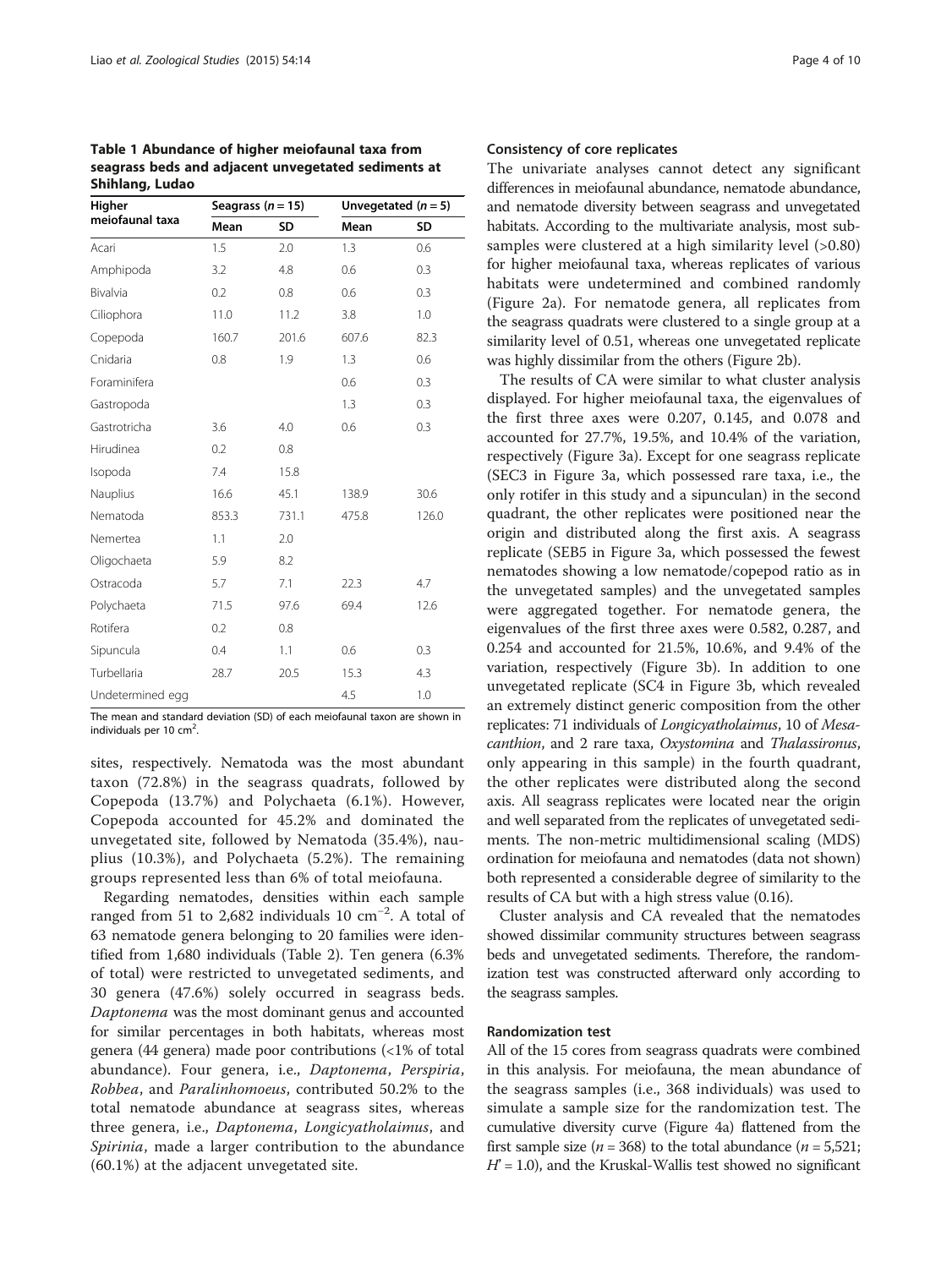**Table 1 Abundance of higher meiofaunal taxa from seagrass beds and adjacent unvegetated sediments at Shihlang, Ludao**

| Higher meiofaunal taxa | Seagrass ($n = 15$) | | Unvegetated ($n = 5$) | |
|---|---|---|---|---|
| | Mean | SD | Mean | SD |
| Acari | 1.5 | 2.0 | 1.3 | 0.6 |
| Amphipoda | 3.2 | 4.8 | 0.6 | 0.3 |
| Bivalvia | 0.2 | 0.8 | 0.6 | 0.3 |
| Ciliophora | 11.0 | 11.2 | 3.8 | 1.0 |
| Copepoda | 160.7 | 201.6 | 607.6 | 82.3 |
| Cnidaria | 0.8 | 1.9 | 1.3 | 0.6 |
| Foraminifera | | | 0.6 | 0.3 |
| Gastropoda | | | 1.3 | 0.3 |
| Gastrotricha | 3.6 | 4.0 | 0.6 | 0.3 |
| Hirudinea | 0.2 | 0.8 | | |
| Isopoda | 7.4 | 15.8 | | |
| Nauplius | 16.6 | 45.1 | 138.9 | 30.6 |
| Nematoda | 853.3 | 731.1 | 475.8 | 126.0 |
| Nemertea | 1.1 | 2.0 | | |
| Oligochaeta | 5.9 | 8.2 | | |
| Ostracoda | 5.7 | 7.1 | 22.3 | 4.7 |
| Polychaeta | 71.5 | 97.6 | 69.4 | 12.6 |
| Rotifera | 0.2 | 0.8 | | |
| Sipuncula | 0.4 | 1.1 | 0.6 | 0.3 |
| Turbellaria | 28.7 | 20.5 | 15.3 | 4.3 |
| Undetermined egg | | | 4.5 | 1.0 |

The mean and standard deviation (SD) of each meiofaunal taxon are shown in individuals per 10 cm$^2$.

sites, respectively. Nematoda was the most abundant taxon (72.8%) in the seagrass quadrats, followed by Copepoda (13.7%) and Polychaeta (6.1%). However, Copepoda accounted for 45.2% and dominated the unvegetated site, followed by Nematoda (35.4%), nauplius (10.3%), and Polychaeta (5.2%). The remaining groups represented less than 6% of total meiofauna.

Regarding nematodes, densities within each sample ranged from 51 to 2,682 individuals 10 cm$^{-2}$. A total of 63 nematode genera belonging to 20 families were identified from 1,680 individuals (Table 2). Ten genera (6.3% of total) were restricted to unvegetated sediments, and 30 genera (47.6%) solely occurred in seagrass beds. *Daptonema* was the most dominant genus and accounted for similar percentages in both habitats, whereas most genera (44 genera) made poor contributions (<1% of total abundance). Four genera, i.e., *Daptonema*, *Perspiria*, *Robbea*, and *Paralinhomoeus*, contributed 50.2% to the total nematode abundance at seagrass sites, whereas three genera, i.e., *Daptonema*, *Longicyatholaimus*, and *Spirinia*, made a larger contribution to the abundance (60.1%) at the adjacent unvegetated site.

### Consistency of core replicates

The univariate analyses cannot detect any significant differences in meiofaunal abundance, nematode abundance, and nematode diversity between seagrass and unvegetated habitats. According to the multivariate analysis, most subsamples were clustered at a high similarity level (>0.80) for higher meiofaunal taxa, whereas replicates of various habitats were undetermined and combined randomly (Figure 2a). For nematode genera, all replicates from the seagrass quadrats were clustered to a single group at a similarity level of 0.51, whereas one unvegetated replicate was highly dissimilar from the others (Figure 2b).

The results of CA were similar to what cluster analysis displayed. For higher meiofaunal taxa, the eigenvalues of the first three axes were 0.207, 0.145, and 0.078 and accounted for 27.7%, 19.5%, and 10.4% of the variation, respectively (Figure 3a). Except for one seagrass replicate (SEC3 in Figure 3a, which possessed rare taxa, i.e., the only rotifer in this study and a sipunculan) in the second quadrant, the other replicates were positioned near the origin and distributed along the first axis. A seagrass replicate (SEB5 in Figure 3a, which possessed the fewest nematodes showing a low nematode/copepod ratio as in the unvegetated samples) and the unvegetated samples were aggregated together. For nematode genera, the eigenvalues of the first three axes were 0.582, 0.287, and 0.254 and accounted for 21.5%, 10.6%, and 9.4% of the variation, respectively (Figure 3b). In addition to one unvegetated replicate (SC4 in Figure 3b, which revealed an extremely distinct generic composition from the other replicates: 71 individuals of *Longicyatholaimus*, 10 of *Mesacanthion*, and 2 rare taxa, *Oxystomina* and *Thalassironus*, only appearing in this sample) in the fourth quadrant, the other replicates were distributed along the second axis. All seagrass replicates were located near the origin and well separated from the replicates of unvegetated sediments. The non-metric multidimensional scaling (MDS) ordination for meiofauna and nematodes (data not shown) both represented a considerable degree of similarity to the results of CA but with a high stress value (0.16).

Cluster analysis and CA revealed that the nematodes showed dissimilar community structures between seagrass beds and unvegetated sediments. Therefore, the randomization test was constructed afterward only according to the seagrass samples.

### Randomization test

All of the 15 cores from seagrass quadrats were combined in this analysis. For meiofauna, the mean abundance of the seagrass samples (i.e., 368 individuals) was used to simulate a sample size for the randomization test. The cumulative diversity curve (Figure 4a) flattened from the first sample size ($n = 368$) to the total abundance ($n = 5{,}521$; $H' = 1.0$), and the Kruskal-Wallis test showed no significant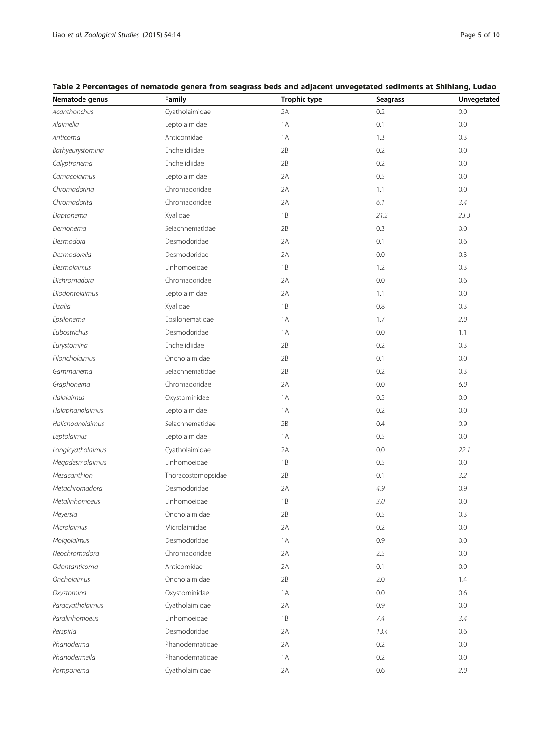**Table 2 Percentages of nematode genera from seagrass beds and adjacent unvegetated sediments at Shihlang, Ludao**

| Nematode genus | Family | Trophic type | Seagrass | Unvegetated |
|---|---|---|---|---|
| *Acanthonchus* | Cyatholaimidae | 2A | 0.2 | 0.0 |
| *Alaimella* | Leptolaimidae | 1A | 0.1 | 0.0 |
| *Anticoma* | Anticomidae | 1A | 1.3 | 0.3 |
| *Bathyeurystomina* | Enchelidiidae | 2B | 0.2 | 0.0 |
| *Calyptronema* | Enchelidiidae | 2B | 0.2 | 0.0 |
| *Camacolaimus* | Leptolaimidae | 2A | 0.5 | 0.0 |
| *Chromadorina* | Chromadoridae | 2A | 1.1 | 0.0 |
| *Chromadorita* | Chromadoridae | 2A | *6.1* | *3.4* |
| *Daptonema* | Xyalidae | 1B | *21.2* | *23.3* |
| *Demonema* | Selachnematidae | 2B | 0.3 | 0.0 |
| *Desmodora* | Desmodoridae | 2A | 0.1 | 0.6 |
| *Desmodorella* | Desmodoridae | 2A | 0.0 | 0.3 |
| *Desmolaimus* | Linhomoeidae | 1B | 1.2 | 0.3 |
| *Dichromadora* | Chromadoridae | 2A | 0.0 | 0.6 |
| *Diodontolaimus* | Leptolaimidae | 2A | 1.1 | 0.0 |
| *Elzalia* | Xyalidae | 1B | 0.8 | 0.3 |
| *Epsilonema* | Epsilonematidae | 1A | 1.7 | *2.0* |
| *Eubostrichus* | Desmodoridae | 1A | 0.0 | 1.1 |
| *Eurystomina* | Enchelidiidae | 2B | 0.2 | 0.3 |
| *Filoncholaimus* | Oncholaimidae | 2B | 0.1 | 0.0 |
| *Gammanema* | Selachnematidae | 2B | 0.2 | 0.3 |
| *Graphonema* | Chromadoridae | 2A | 0.0 | *6.0* |
| *Halalaimus* | Oxystominidae | 1A | 0.5 | 0.0 |
| *Halaphanolaimus* | Leptolaimidae | 1A | 0.2 | 0.0 |
| *Halichoanolaimus* | Selachnematidae | 2B | 0.4 | 0.9 |
| *Leptolaimus* | Leptolaimidae | 1A | 0.5 | 0.0 |
| *Longicyatholaimus* | Cyatholaimidae | 2A | 0.0 | *22.1* |
| *Megadesmolaimus* | Linhomoeidae | 1B | 0.5 | 0.0 |
| *Mesacanthion* | Thoracostomopsidae | 2B | 0.1 | *3.2* |
| *Metachromadora* | Desmodoridae | 2A | *4.9* | 0.9 |
| *Metalinhomoeus* | Linhomoeidae | 1B | *3.0* | 0.0 |
| *Meyersia* | Oncholaimidae | 2B | 0.5 | 0.3 |
| *Microlaimus* | Microlaimidae | 2A | 0.2 | 0.0 |
| *Molgolaimus* | Desmodoridae | 1A | 0.9 | 0.0 |
| *Neochromadora* | Chromadoridae | 2A | 2.5 | 0.0 |
| *Odontanticoma* | Anticomidae | 2A | 0.1 | 0.0 |
| *Oncholaimus* | Oncholaimidae | 2B | 2.0 | 1.4 |
| *Oxystomina* | Oxystominidae | 1A | 0.0 | 0.6 |
| *Paracyatholaimus* | Cyatholaimidae | 2A | 0.9 | 0.0 |
| *Paralinhomoeus* | Linhomoeidae | 1B | *7.4* | *3.4* |
| *Perspiria* | Desmodoridae | 2A | *13.4* | 0.6 |
| *Phanoderma* | Phanodermatidae | 2A | 0.2 | 0.0 |
| *Phanodermella* | Phanodermatidae | 1A | 0.2 | 0.0 |
| *Pomponema* | Cyatholaimidae | 2A | 0.6 | *2.0* |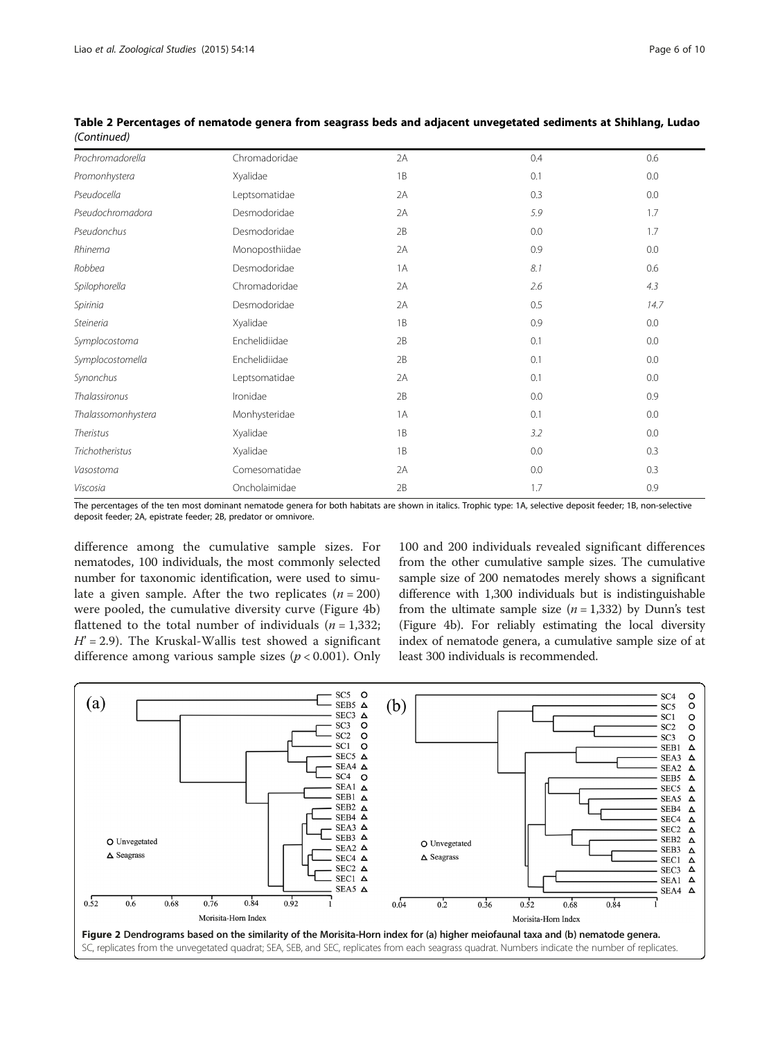**Table 2 Percentages of nematode genera from seagrass beds and adjacent unvegetated sediments at Shihlang, Ludao** *(Continued)*

| | | | | |
|---|---|---|---|---|
| *Prochromadorella* | Chromadoridae | 2A | 0.4 | 0.6 |
| *Promonhystera* | Xyalidae | 1B | 0.1 | 0.0 |
| *Pseudocella* | Leptsomatidae | 2A | 0.3 | 0.0 |
| *Pseudochromadora* | Desmodoridae | 2A | *5.9* | 1.7 |
| *Pseudonchus* | Desmodoridae | 2B | 0.0 | 1.7 |
| *Rhinema* | Monoposthiidae | 2A | 0.9 | 0.0 |
| *Robbea* | Desmodoridae | 1A | *8.1* | 0.6 |
| *Spilophorella* | Chromadoridae | 2A | *2.6* | *4.3* |
| *Spirinia* | Desmodoridae | 2A | 0.5 | *14.7* |
| *Steineria* | Xyalidae | 1B | 0.9 | 0.0 |
| *Symplocostoma* | Enchelidiidae | 2B | 0.1 | 0.0 |
| *Symplocostomella* | Enchelidiidae | 2B | 0.1 | 0.0 |
| *Synonchus* | Leptsomatidae | 2A | 0.1 | 0.0 |
| *Thalassironus* | Ironidae | 2B | 0.0 | 0.9 |
| *Thalassomonhystera* | Monhysteridae | 1A | 0.1 | 0.0 |
| *Theristus* | Xyalidae | 1B | *3.2* | 0.0 |
| *Trichotheristus* | Xyalidae | 1B | 0.0 | 0.3 |
| *Vasostoma* | Comesomatidae | 2A | 0.0 | 0.3 |
| *Viscosia* | Oncholaimidae | 2B | 1.7 | 0.9 |

The percentages of the ten most dominant nematode genera for both habitats are shown in italics. Trophic type: 1A, selective deposit feeder; 1B, non-selective deposit feeder; 2A, epistrate feeder; 2B, predator or omnivore.

difference among the cumulative sample sizes. For nematodes, 100 individuals, the most commonly selected number for taxonomic identification, were used to simulate a given sample. After the two replicates ($n = 200$) were pooled, the cumulative diversity curve (Figure 4b) flattened to the total number of individuals ($n = 1,332$; $H' = 2.9$). The Kruskal-Wallis test showed a significant difference among various sample sizes ($p < 0.001$). Only 100 and 200 individuals revealed significant differences from the other cumulative sample sizes. The cumulative sample size of 200 nematodes merely shows a significant difference with 1,300 individuals but is indistinguishable from the ultimate sample size ($n = 1,332$) by Dunn's test (Figure 4b). For reliably estimating the local diversity index of nematode genera, a cumulative sample size of at least 300 individuals is recommended.

**Figure 2 Dendrograms based on the similarity of the Morisita-Horn index for (a) higher meiofaunal taxa and (b) nematode genera.** SC, replicates from the unvegetated quadrat; SEA, SEB, and SEC, replicates from each seagrass quadrat. Numbers indicate the number of replicates.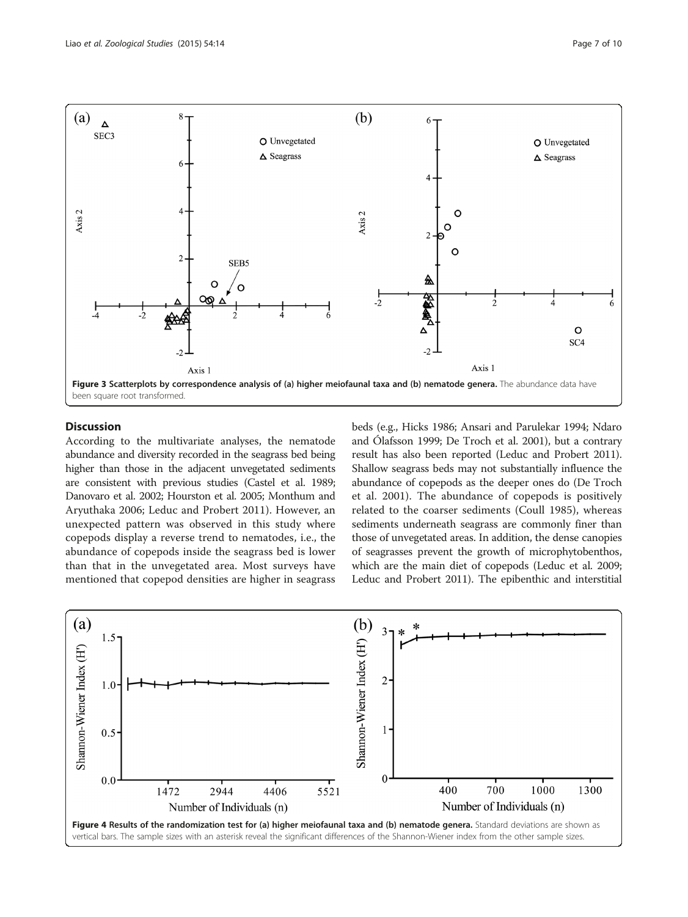Figure 3 Scatterplots by correspondence analysis of (a) higher meiofaunal taxa and (b) nematode genera. The abundance data have been square root transformed.

## Discussion

According to the multivariate analyses, the nematode abundance and diversity recorded in the seagrass bed being higher than those in the adjacent unvegetated sediments are consistent with previous studies (Castel et al. 1989; Danovaro et al. 2002; Hourston et al. 2005; Monthum and Aryuthaka 2006; Leduc and Probert 2011). However, an unexpected pattern was observed in this study where copepods display a reverse trend to nematodes, i.e., the abundance of copepods inside the seagrass bed is lower than that in the unvegetated area. Most surveys have mentioned that copepod densities are higher in seagrass beds (e.g., Hicks 1986; Ansari and Parulekar 1994; Ndaro and Ólafsson 1999; De Troch et al. 2001), but a contrary result has also been reported (Leduc and Probert 2011). Shallow seagrass beds may not substantially influence the abundance of copepods as the deeper ones do (De Troch et al. 2001). The abundance of copepods is positively related to the coarser sediments (Coull 1985), whereas sediments underneath seagrass are commonly finer than those of unvegetated areas. In addition, the dense canopies of seagrasses prevent the growth of microphytobenthos, which are the main diet of copepods (Leduc et al. 2009; Leduc and Probert 2011). The epibenthic and interstitial

Figure 4 Results of the randomization test for (a) higher meiofaunal taxa and (b) nematode genera. Standard deviations are shown as vertical bars. The sample sizes with an asterisk reveal the significant differences of the Shannon-Wiener index from the other sample sizes.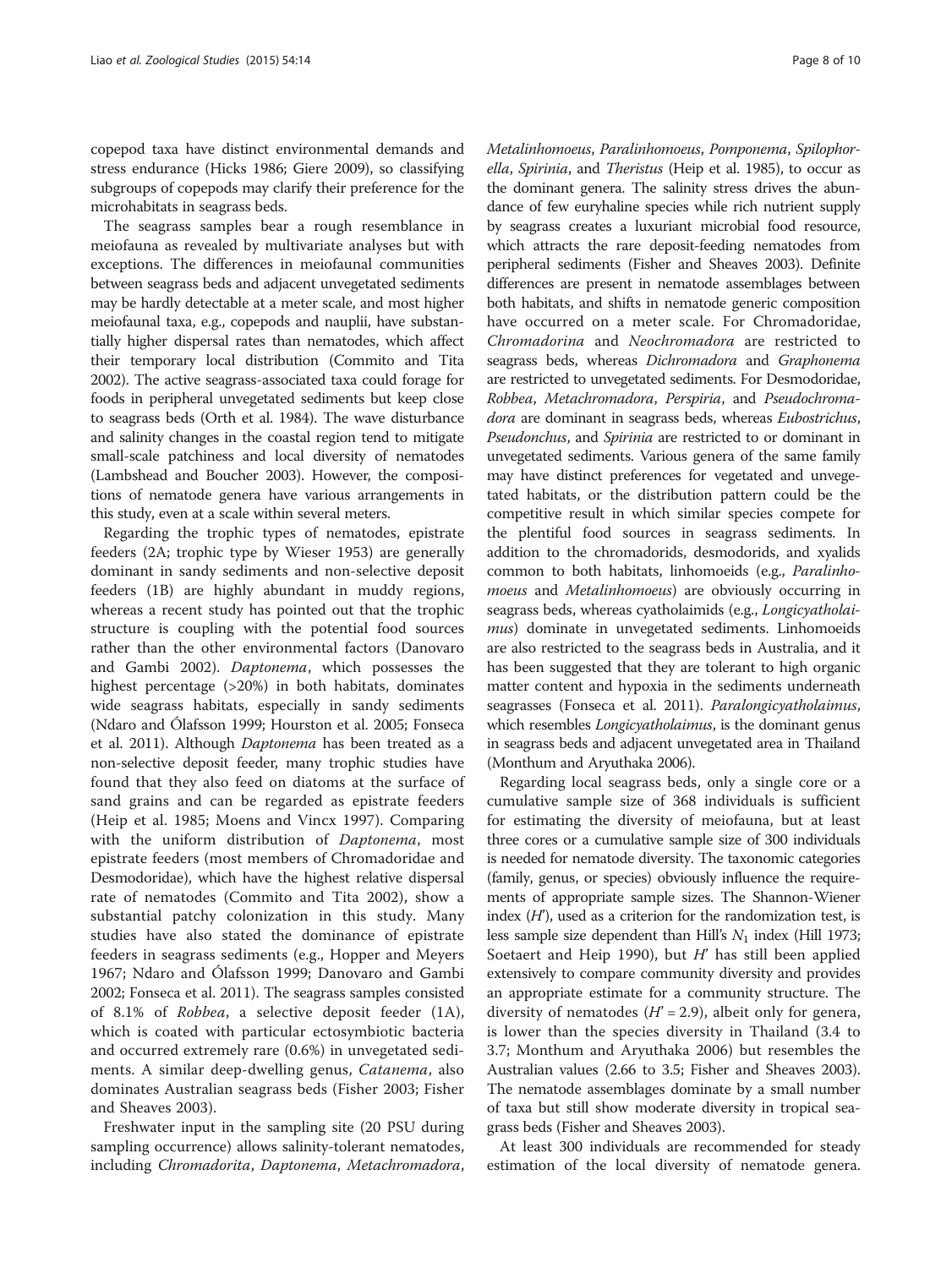copepod taxa have distinct environmental demands and stress endurance (Hicks 1986; Giere 2009), so classifying subgroups of copepods may clarify their preference for the microhabitats in seagrass beds.

The seagrass samples bear a rough resemblance in meiofauna as revealed by multivariate analyses but with exceptions. The differences in meiofaunal communities between seagrass beds and adjacent unvegetated sediments may be hardly detectable at a meter scale, and most higher meiofaunal taxa, e.g., copepods and nauplii, have substantially higher dispersal rates than nematodes, which affect their temporary local distribution (Commito and Tita 2002). The active seagrass-associated taxa could forage for foods in peripheral unvegetated sediments but keep close to seagrass beds (Orth et al. 1984). The wave disturbance and salinity changes in the coastal region tend to mitigate small-scale patchiness and local diversity of nematodes (Lambshead and Boucher 2003). However, the compositions of nematode genera have various arrangements in this study, even at a scale within several meters.

Regarding the trophic types of nematodes, epistrate feeders (2A; trophic type by Wieser 1953) are generally dominant in sandy sediments and non-selective deposit feeders (1B) are highly abundant in muddy regions, whereas a recent study has pointed out that the trophic structure is coupling with the potential food sources rather than the other environmental factors (Danovaro and Gambi 2002). *Daptonema*, which possesses the highest percentage (>20%) in both habitats, dominates wide seagrass habitats, especially in sandy sediments (Ndaro and Ólafsson 1999; Hourston et al. 2005; Fonseca et al. 2011). Although *Daptonema* has been treated as a non-selective deposit feeder, many trophic studies have found that they also feed on diatoms at the surface of sand grains and can be regarded as epistrate feeders (Heip et al. 1985; Moens and Vincx 1997). Comparing with the uniform distribution of *Daptonema*, most epistrate feeders (most members of Chromadoridae and Desmodoridae), which have the highest relative dispersal rate of nematodes (Commito and Tita 2002), show a substantial patchy colonization in this study. Many studies have also stated the dominance of epistrate feeders in seagrass sediments (e.g., Hopper and Meyers 1967; Ndaro and Ólafsson 1999; Danovaro and Gambi 2002; Fonseca et al. 2011). The seagrass samples consisted of 8.1% of *Robbea*, a selective deposit feeder (1A), which is coated with particular ectosymbiotic bacteria and occurred extremely rare (0.6%) in unvegetated sediments. A similar deep-dwelling genus, *Catanema*, also dominates Australian seagrass beds (Fisher 2003; Fisher and Sheaves 2003).

Freshwater input in the sampling site (20 PSU during sampling occurrence) allows salinity-tolerant nematodes, including *Chromadorita*, *Daptonema*, *Metachromadora*, *Metalinhomoeus*, *Paralinhomoeus*, *Pomponema*, *Spilophorella*, *Spirinia*, and *Theristus* (Heip et al. 1985), to occur as the dominant genera. The salinity stress drives the abundance of few euryhaline species while rich nutrient supply by seagrass creates a luxuriant microbial food resource, which attracts the rare deposit-feeding nematodes from peripheral sediments (Fisher and Sheaves 2003). Definite differences are present in nematode assemblages between both habitats, and shifts in nematode generic composition have occurred on a meter scale. For Chromadoridae, *Chromadorina* and *Neochromadora* are restricted to seagrass beds, whereas *Dichromadora* and *Graphonema* are restricted to unvegetated sediments. For Desmodoridae, *Robbea*, *Metachromadora*, *Perspiria*, and *Pseudochromadora* are dominant in seagrass beds, whereas *Eubostrichus*, *Pseudonchus*, and *Spirinia* are restricted to or dominant in unvegetated sediments. Various genera of the same family may have distinct preferences for vegetated and unvegetated habitats, or the distribution pattern could be the competitive result in which similar species compete for the plentiful food sources in seagrass sediments. In addition to the chromadorids, desmodorids, and xyalids common to both habitats, linhomoeids (e.g., *Paralinhomoeus* and *Metalinhomoeus*) are obviously occurring in seagrass beds, whereas cyatholaimids (e.g., *Longicyatholaimus*) dominate in unvegetated sediments. Linhomoeids are also restricted to the seagrass beds in Australia, and it has been suggested that they are tolerant to high organic matter content and hypoxia in the sediments underneath seagrasses (Fonseca et al. 2011). *Paralongicyatholaimus*, which resembles *Longicyatholaimus*, is the dominant genus in seagrass beds and adjacent unvegetated area in Thailand (Monthum and Aryuthaka 2006).

Regarding local seagrass beds, only a single core or a cumulative sample size of 368 individuals is sufficient for estimating the diversity of meiofauna, but at least three cores or a cumulative sample size of 300 individuals is needed for nematode diversity. The taxonomic categories (family, genus, or species) obviously influence the requirements of appropriate sample sizes. The Shannon-Wiener index ($H'$), used as a criterion for the randomization test, is less sample size dependent than Hill's $N_1$ index (Hill 1973; Soetaert and Heip 1990), but $H'$ has still been applied extensively to compare community diversity and provides an appropriate estimate for a community structure. The diversity of nematodes ($H' = 2.9$), albeit only for genera, is lower than the species diversity in Thailand (3.4 to 3.7; Monthum and Aryuthaka 2006) but resembles the Australian values (2.66 to 3.5; Fisher and Sheaves 2003). The nematode assemblages dominate by a small number of taxa but still show moderate diversity in tropical seagrass beds (Fisher and Sheaves 2003).

At least 300 individuals are recommended for steady estimation of the local diversity of nematode genera.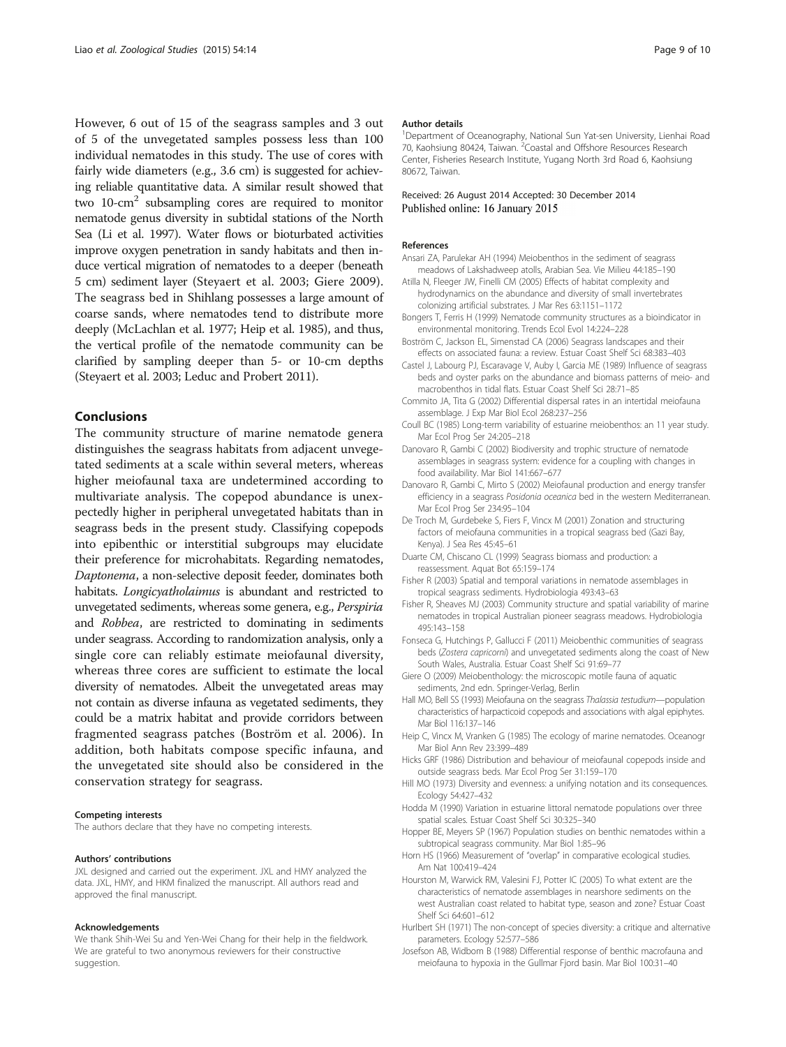However, 6 out of 15 of the seagrass samples and 3 out of 5 of the unvegetated samples possess less than 100 individual nematodes in this study. The use of cores with fairly wide diameters (e.g., 3.6 cm) is suggested for achieving reliable quantitative data. A similar result showed that two 10-$cm^2$ subsampling cores are required to monitor nematode genus diversity in subtidal stations of the North Sea (Li et al. 1997). Water flows or bioturbated activities improve oxygen penetration in sandy habitats and then induce vertical migration of nematodes to a deeper (beneath 5 cm) sediment layer (Steyaert et al. 2003; Giere 2009). The seagrass bed in Shihlang possesses a large amount of coarse sands, where nematodes tend to distribute more deeply (McLachlan et al. 1977; Heip et al. 1985), and thus, the vertical profile of the nematode community can be clarified by sampling deeper than 5- or 10-cm depths (Steyaert et al. 2003; Leduc and Probert 2011).

## Conclusions

The community structure of marine nematode genera distinguishes the seagrass habitats from adjacent unvegetated sediments at a scale within several meters, whereas higher meiofaunal taxa are undetermined according to multivariate analysis. The copepod abundance is unexpectedly higher in peripheral unvegetated habitats than in seagrass beds in the present study. Classifying copepods into epibenthic or interstitial subgroups may elucidate their preference for microhabitats. Regarding nematodes, *Daptonema*, a non-selective deposit feeder, dominates both habitats. *Longicyatholaimus* is abundant and restricted to unvegetated sediments, whereas some genera, e.g., *Perspiria* and *Robbea*, are restricted to dominating in sediments under seagrass. According to randomization analysis, only a single core can reliably estimate meiofaunal diversity, whereas three cores are sufficient to estimate the local diversity of nematodes. Albeit the unvegetated areas may not contain as diverse infauna as vegetated sediments, they could be a matrix habitat and provide corridors between fragmented seagrass patches (Boström et al. 2006). In addition, both habitats compose specific infauna, and the unvegetated site should also be considered in the conservation strategy for seagrass.

#### Competing interests

The authors declare that they have no competing interests.

#### Authors' contributions

JXL designed and carried out the experiment. JXL and HMY analyzed the data. JXL, HMY, and HKM finalized the manuscript. All authors read and approved the final manuscript.

#### Acknowledgements

We thank Shih-Wei Su and Yen-Wei Chang for their help in the fieldwork. We are grateful to two anonymous reviewers for their constructive suggestion.

#### Author details

[1]Department of Oceanography, National Sun Yat-sen University, Lienhai Road 70, Kaohsiung 80424, Taiwan. [2]Coastal and Offshore Resources Research Center, Fisheries Research Institute, Yugang North 3rd Road 6, Kaohsiung 80672, Taiwan.

Received: 26 August 2014 Accepted: 30 December 2014
Published online: 16 January 2015

#### References

Ansari ZA, Parulekar AH (1994) Meiobenthos in the sediment of seagrass meadows of Lakshadweep atolls, Arabian Sea. Vie Milieu 44:185–190

Atilla N, Fleeger JW, Finelli CM (2005) Effects of habitat complexity and hydrodynamics on the abundance and diversity of small invertebrates colonizing artificial substrates. J Mar Res 63:1151–1172

Bongers T, Ferris H (1999) Nematode community structures as a bioindicator in environmental monitoring. Trends Ecol Evol 14:224–228

Boström C, Jackson EL, Simenstad CA (2006) Seagrass landscapes and their effects on associated fauna: a review. Estuar Coast Shelf Sci 68:383–403

Castel J, Labourg PJ, Escaravage V, Auby I, Garcia ME (1989) Influence of seagrass beds and oyster parks on the abundance and biomass patterns of meio- and macrobenthos in tidal flats. Estuar Coast Shelf Sci 28:71–85

Commito JA, Tita G (2002) Differential dispersal rates in an intertidal meiofauna assemblage. J Exp Mar Biol Ecol 268:237–256

Coull BC (1985) Long-term variability of estuarine meiobenthos: an 11 year study. Mar Ecol Prog Ser 24:205–218

Danovaro R, Gambi C (2002) Biodiversity and trophic structure of nematode assemblages in seagrass system: evidence for a coupling with changes in food availability. Mar Biol 141:667–677

Danovaro R, Gambi C, Mirto S (2002) Meiofaunal production and energy transfer efficiency in a seagrass *Posidonia oceanica* bed in the western Mediterranean. Mar Ecol Prog Ser 234:95–104

De Troch M, Gurdebeke S, Fiers F, Vincx M (2001) Zonation and structuring factors of meiofauna communities in a tropical seagrass bed (Gazi Bay, Kenya). J Sea Res 45:45–61

Duarte CM, Chiscano CL (1999) Seagrass biomass and production: a reassessment. Aquat Bot 65:159–174

Fisher R (2003) Spatial and temporal variations in nematode assemblages in tropical seagrass sediments. Hydrobiologia 493:43–63

Fisher R, Sheaves MJ (2003) Community structure and spatial variability of marine nematodes in tropical Australian pioneer seagrass meadows. Hydrobiologia 495:143–158

Fonseca G, Hutchings P, Gallucci F (2011) Meiobenthic communities of seagrass beds (*Zostera capricorni*) and unvegetated sediments along the coast of New South Wales, Australia. Estuar Coast Shelf Sci 91:69–77

Giere O (2009) Meiobenthology: the microscopic motile fauna of aquatic sediments, 2nd edn. Springer-Verlag, Berlin

Hall MO, Bell SS (1993) Meiofauna on the seagrass *Thalassia testudium*—population characteristics of harpacticoid copepods and associations with algal epiphytes. Mar Biol 116:137–146

Heip C, Vincx M, Vranken G (1985) The ecology of marine nematodes. Oceanogr Mar Biol Ann Rev 23:399–489

Hicks GRF (1986) Distribution and behaviour of meiofaunal copepods inside and outside seagrass beds. Mar Ecol Prog Ser 31:159–170

Hill MO (1973) Diversity and evenness: a unifying notation and its consequences. Ecology 54:427–432

Hodda M (1990) Variation in estuarine littoral nematode populations over three spatial scales. Estuar Coast Shelf Sci 30:325–340

Hopper BE, Meyers SP (1967) Population studies on benthic nematodes within a subtropical seagrass community. Mar Biol 1:85–96

Horn HS (1966) Measurement of "overlap" in comparative ecological studies. Am Nat 100:419–424

Hourston M, Warwick RM, Valesini FJ, Potter IC (2005) To what extent are the characteristics of nematode assemblages in nearshore sediments on the west Australian coast related to habitat type, season and zone? Estuar Coast Shelf Sci 64:601–612

Hurlbert SH (1971) The non-concept of species diversity: a critique and alternative parameters. Ecology 52:577–586

Josefson AB, Widbom B (1988) Differential response of benthic macrofauna and meiofauna to hypoxia in the Gullmar Fjord basin. Mar Biol 100:31–40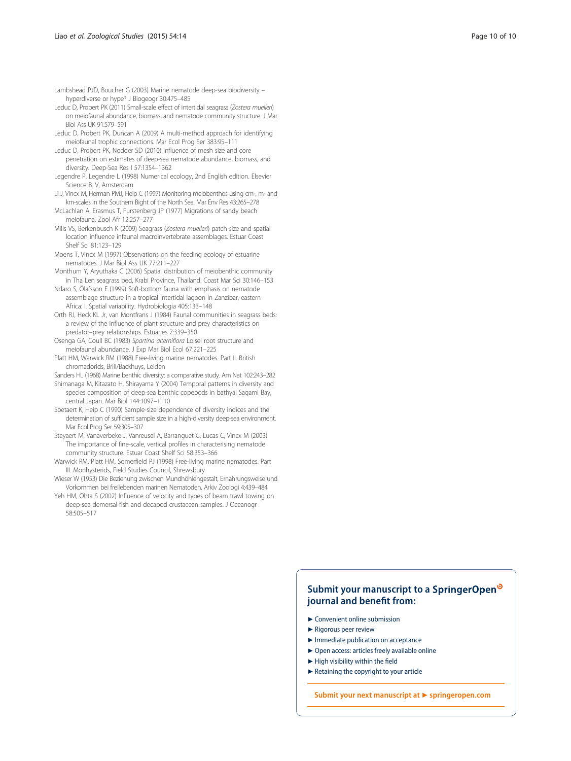Lambshead PJD, Boucher G (2003) Marine nematode deep-sea biodiversity – hyperdiverse or hype? J Biogeogr 30:475–485

Leduc D, Probert PK (2011) Small-scale effect of intertidal seagrass (*Zostera muelleri*) on meiofaunal abundance, biomass, and nematode community structure. J Mar Biol Ass UK 91:579–591

Leduc D, Probert PK, Duncan A (2009) A multi-method approach for identifying meiofaunal trophic connections. Mar Ecol Prog Ser 383:95–111

Leduc D, Probert PK, Nodder SD (2010) Influence of mesh size and core penetration on estimates of deep-sea nematode abundance, biomass, and diversity. Deep-Sea Res I 57:1354–1362

Legendre P, Legendre L (1998) Numerical ecology, 2nd English edition. Elsevier Science B. V, Amsterdam

Li J, Vincx M, Herman PMJ, Heip C (1997) Monitoring meiobenthos using cm-, m- and km-scales in the Southern Bight of the North Sea. Mar Env Res 43:265–278

McLachlan A, Erasmus T, Furstenberg JP (1977) Migrations of sandy beach meiofauna. Zool Afr 12:257–277

Mills VS, Berkenbusch K (2009) Seagrass (*Zostera muelleri*) patch size and spatial location influence infaunal macroinvertebrate assemblages. Estuar Coast Shelf Sci 81:123–129

Moens T, Vincx M (1997) Observations on the feeding ecology of estuarine nematodes. J Mar Biol Ass UK 77:211–227

Monthum Y, Aryuthaka C (2006) Spatial distribution of meiobenthic community in Tha Len seagrass bed, Krabi Province, Thailand. Coast Mar Sci 30:146–153

Ndaro S, Ólafsson E (1999) Soft-bottom fauna with emphasis on nematode assemblage structure in a tropical intertidal lagoon in Zanzibar, eastern Africa: I. Spatial variability. Hydrobiologia 405:133–148

Orth RJ, Heck KL Jr, van Montfrans J (1984) Faunal communities in seagrass beds: a review of the influence of plant structure and prey characteristics on predator–prey relationships. Estuaries 7:339–350

Osenga GA, Coull BC (1983) *Spartina alterniflora* Loisel root structure and meiofaunal abundance. J Exp Mar Biol Ecol 67:221–225

Platt HM, Warwick RM (1988) Free-living marine nematodes. Part II. British chromadorids, Brill/Backhuys, Leiden

Sanders HL (1968) Marine benthic diversity: a comparative study. Am Nat 102:243–282

Shimanaga M, Kitazato H, Shirayama Y (2004) Temporal patterns in diversity and species composition of deep-sea benthic copepods in bathyal Sagami Bay, central Japan. Mar Biol 144:1097–1110

Soetaert K, Heip C (1990) Sample-size dependence of diversity indices and the determination of sufficient sample size in a high-diversity deep-sea environment. Mar Ecol Prog Ser 59:305–307

Steyaert M, Vanaverbeke J, Vanreusel A, Barranguet C, Lucas C, Vincx M (2003) The importance of fine-scale, vertical profiles in characterising nematode community structure. Estuar Coast Shelf Sci 58:353–366

Warwick RM, Platt HM, Somerfield PJ (1998) Free-living marine nematodes. Part III. Monhysterids, Field Studies Council, Shrewsbury

Wieser W (1953) Die Beziehung zwischen Mundhöhlengestalt, Ernährungsweise und Vorkommen bei freilebenden marinen Nematoden. Arkiv Zoologi 4:439–484

Yeh HM, Ohta S (2002) Influence of velocity and types of beam trawl towing on deep-sea demersal fish and decapod crustacean samples. J Oceanogr 58:505–517

**Submit your manuscript to a SpringerOpen journal and benefit from:**

- ► Convenient online submission
- ► Rigorous peer review
- ► Immediate publication on acceptance
- ► Open access: articles freely available online
- ► High visibility within the field
- ► Retaining the copyright to your article

**Submit your next manuscript at ► springeropen.com**